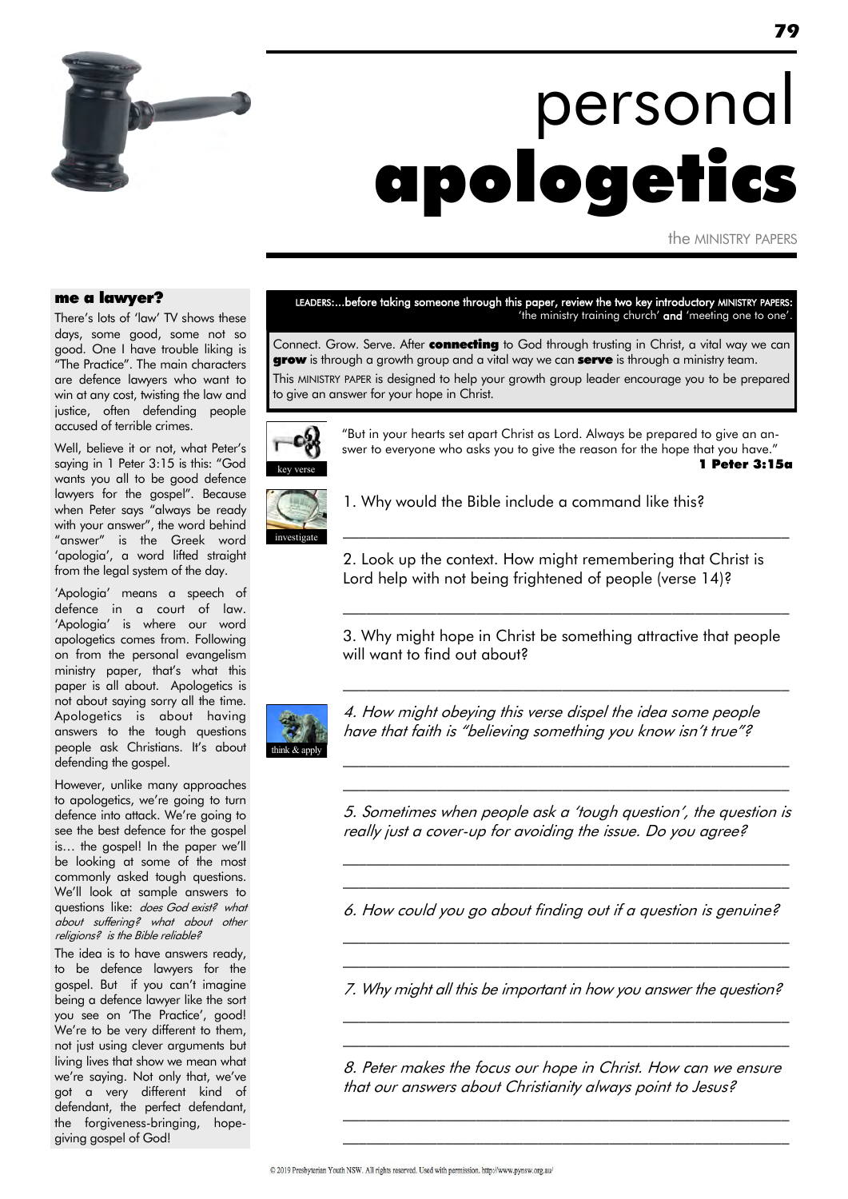# personal **apologetics**

the MINISTRY PAPERS

### me a lawyer?

There's lots of 'law' TV shows these days, some good, some not so good. One I have trouble liking is "The Practice". The main characters are defence lawyers who want to win at any cost, twisting the law and justice, often defending people accused of terrible crimes.

Well, believe it or not, what Peter's saying in 1 Peter 3:15 is this: "God wants you all to be good defence lawyers for the gospel". Because when Peter says "always be ready with your answer", the word behind "answer" is the Greek word 'apologia', a word lifted straight from the legal system of the day.

'Apologia' means a speech of defence in a court of law. 'Apologia' is where our word apologetics comes from. Following on from the personal evangelism ministry paper, that's what this paper is all about. Apologetics is not about saying sorry all the time. Apologetics is about having answers to the tough questions people ask Christians. It's about defending the gospel.

However, unlike many approaches to apologetics, we're going to turn defence into attack. We're going to see the best defence for the gospel is… the gospel! In the paper we'll be looking at some of the most commonly asked tough questions. We'll look at sample answers to questions like: *does God exist? what about suffering? what about other religions? is the Bible reliable?*

The idea is to have answers ready, to be defence lawyers for the gospel. But if you can't imagine being a defence lawyer like the sort you see on 'The Practice', good! We're to be very different to them, not just using clever arguments but living lives that show we mean what we're saying. Not only that, we've got a very different kind of defendant, the perfect defendant, the forgiveness-bringing, hope-giving gospel of God!

**LEADERS:...before taking someone through this paper, review the two key introductory MINISTRY PAPERS:** 'the ministry training church' **and** 'meeting one to one'.

Connect. Grow. Serve. After **connecting** to God through trusting in Christ, a vital way we can **grow** is through a growth group and a vital way we can **serve** is through a ministry team.

This MINISTRY PAPER is designed to help your growth group leader encourage you to be prepared to give an answer for your hope in Christ.

key verse

"But in your hearts set apart Christ as Lord. Always be prepared to give an answer to everyone who asks you to give the reason for the hope that you have."
**1 Peter 3:15a**

investigate

1. Why would the Bible include a command like this?

______________________________________________

2. Look up the context. How might remembering that Christ is Lord help with not being frightened of people (verse 14)?

______________________________________________

3. Why might hope in Christ be something attractive that people will want to find out about?

______________________________________________

think & apply

*4. How might obeying this verse dispel the idea some people have that faith is "believing something you know isn't true"?*

______________________________________________

______________________________________________

*5. Sometimes when people ask a 'tough question', the question is really just a cover-up for avoiding the issue. Do you agree?*

______________________________________________

______________________________________________

*6. How could you go about finding out if a question is genuine?*

______________________________________________

______________________________________________

*7. Why might all this be important in how you answer the question?*

______________________________________________

______________________________________________

*8. Peter makes the focus our hope in Christ. How can we ensure that our answers about Christianity always point to Jesus?*

______________________________________________

______________________________________________

© 2019 Presbyterian Youth NSW. All rights reserved. Used with permission. http://www.pynsw.org.au/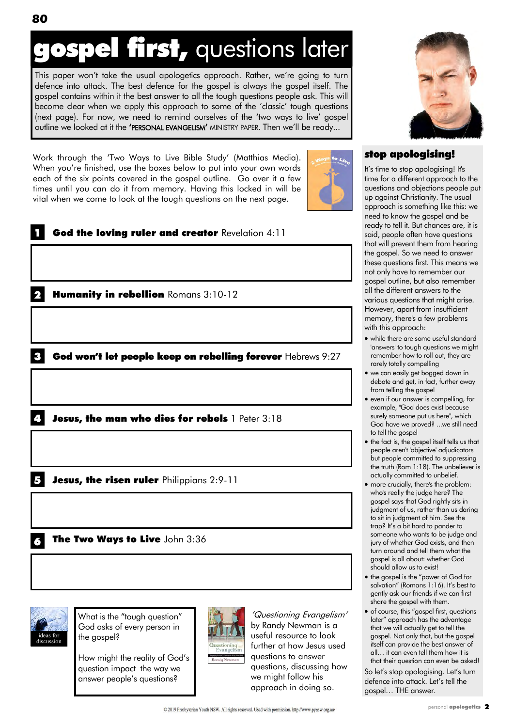# gospel first, questions later

This paper won't take the usual apologetics approach. Rather, we're going to turn defence into attack. The best defence for the gospel is always the gospel itself. The gospel contains within it the best answer to all the tough questions people ask. This will become clear when we apply this approach to some of the 'classic' tough questions (next page). For now, we need to remind ourselves of the 'two ways to live' gospel outline we looked at it the 'PERSONAL EVANGELISM' MINISTRY PAPER. Then we'll be ready...

Work through the 'Two Ways to Live Bible Study' (Matthias Media). When you're finished, use the boxes below to put into your own words each of the six points covered in the gospel outline. Go over it a few times until you can do it from memory. Having this locked in will be vital when we come to look at the tough questions on the next page.

**1 God the loving ruler and creator** Revelation 4:11

**2 Humanity in rebellion** Romans 3:10-12

**3 God won't let people keep on rebelling forever** Hebrews 9:27

**4 Jesus, the man who dies for rebels** 1 Peter 3:18

**5 Jesus, the risen ruler** Philippians 2:9-11

**6 The Two Ways to Live** John 3:36

ideas for discussion

What is the "tough question" God asks of every person in the gospel?

How might the reality of God's question impact the way we answer people's questions?

*'Questioning Evangelism'* by Randy Newman is a useful resource to look further at how Jesus used questions to answer questions, discussing how we might follow his approach in doing so.

## stop apologising!

It's time to stop apologising! It's time for a different approach to the questions and objections people put up against Christianity. The usual approach is something like this: we need to know the gospel and be ready to tell it. But chances are, it is said, people often have questions that will prevent them from hearing the gospel. So we need to answer these questions first. This means we not only have to remember our gospel outline, but also remember all the different answers to the various questions that might arise. However, apart from insufficient memory, there's a few problems with this approach:

- while there are some useful standard 'answers' to tough questions we might remember how to roll out, they are rarely totally compelling
- we can easily get bogged down in debate and get, in fact, further away from telling the gospel
- even if our answer is compelling, for example, "God does exist because surely someone put us here", which God have we proved? ...we still need to tell the gospel
- the fact is, the gospel itself tells us that people aren't 'objective' adjudicators but people committed to suppressing the truth (Rom 1:18). The unbeliever is actually committed to unbelief.
- more crucially, there's the problem: who's really the judge here? The gospel says that God rightly sits in judgment of us, rather than us daring to sit in judgment of him. See the trap? It's a bit hard to pander to someone who wants to be judge and jury of whether God exists, and then turn around and tell them what the gospel is all about: whether God should allow us to exist!
- the gospel is the "power of God for salvation" (Romans 1:16). It's best to gently ask our friends if we can first share the gospel with them.
- of course, this "gospel first, questions later" approach has the advantage that we will actually get to tell the gospel. Not only that, but the gospel itself can provide the best answer of all… it can even tell them how it is that their question can even be asked!

So let's stop apologising. Let's turn defence into attack. Let's tell the gospel… THE answer.

© 2019 Presbyterian Youth NSW. All rights reserved. Used with permission. http://www.pynsw.org.au/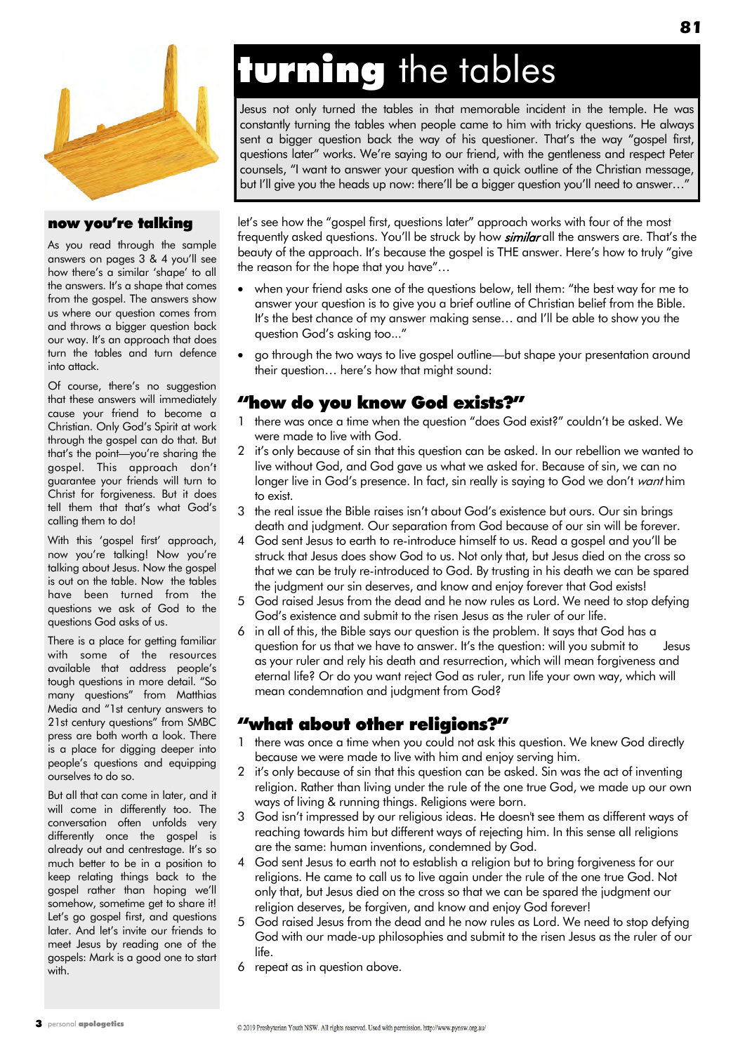# **turning** the tables

Jesus not only turned the tables in that memorable incident in the temple. He was constantly turning the tables when people came to him with tricky questions. He always sent a bigger question back the way of his questioner. That's the way "gospel first, questions later" works. We're saying to our friend, with the gentleness and respect Peter counsels, "I want to answer your question with a quick outline of the Christian message, but I'll give you the heads up now: there'll be a bigger question you'll need to answer…"

let's see how the "gospel first, questions later" approach works with four of the most frequently asked questions. You'll be struck by how ***similar*** all the answers are. That's the beauty of the approach. It's because the gospel is THE answer. Here's how to truly "give the reason for the hope that you have"…

- when your friend asks one of the questions below, tell them: "the best way for me to answer your question is to give you a brief outline of Christian belief from the Bible. It's the best chance of my answer making sense… and I'll be able to show you the question God's asking too..."
- go through the two ways to live gospel outline—but shape your presentation around their question… here's how that might sound:

## "how do you know God exists?"

1. there was once a time when the question "does God exist?" couldn't be asked. We were made to live with God.
2. it's only because of sin that this question can be asked. In our rebellion we wanted to live without God, and God gave us what we asked for. Because of sin, we can no longer live in God's presence. In fact, sin really is saying to God we don't *want* him to exist.
3. the real issue the Bible raises isn't about God's existence but ours. Our sin brings death and judgment. Our separation from God because of our sin will be forever.
4. God sent Jesus to earth to re-introduce himself to us. Read a gospel and you'll be struck that Jesus does show God to us. Not only that, but Jesus died on the cross so that we can be truly re-introduced to God. By trusting in his death we can be spared the judgment our sin deserves, and know and enjoy forever that God exists!
5. God raised Jesus from the dead and he now rules as Lord. We need to stop defying God's existence and submit to the risen Jesus as the ruler of our life.
6. in all of this, the Bible says our question is the problem. It says that God has a question for us that we have to answer. It's the question: will you submit to Jesus as your ruler and rely his death and resurrection, which will mean forgiveness and eternal life? Or do you want reject God as ruler, run life your own way, which will mean condemnation and judgment from God?

## "what about other religions?"

1. there was once a time when you could not ask this question. We knew God directly because we were made to live with him and enjoy serving him.
2. it's only because of sin that this question can be asked. Sin was the act of inventing religion. Rather than living under the rule of the one true God, we made up our own ways of living & running things. Religions were born.
3. God isn't impressed by our religious ideas. He doesn't see them as different ways of reaching towards him but different ways of rejecting him. In this sense all religions are the same: human inventions, condemned by God.
4. God sent Jesus to earth not to establish a religion but to bring forgiveness for our religions. He came to call us to live again under the rule of the one true God. Not only that, but Jesus died on the cross so that we can be spared the judgment our religion deserves, be forgiven, and know and enjoy God forever!
5. God raised Jesus from the dead and he now rules as Lord. We need to stop defying God with our made-up philosophies and submit to the risen Jesus as the ruler of our life.
6. repeat as in question above.

### now you're talking

As you read through the sample answers on pages 3 & 4 you'll see how there's a similar 'shape' to all the answers. It's a shape that comes from the gospel. The answers show us where our question comes from and throws a bigger question back our way. It's an approach that does turn the tables and turn defence into attack.

Of course, there's no suggestion that these answers will immediately cause your friend to become a Christian. Only God's Spirit at work through the gospel can do that. But that's the point—you're sharing the gospel. This approach don't guarantee your friends will turn to Christ for forgiveness. But it does tell them that that's what God's calling them to do!

With this 'gospel first' approach, now you're talking! Now you're talking about Jesus. Now the gospel is out on the table. Now the tables have been turned from the questions we ask of God to the questions God asks of us.

There is a place for getting familiar with some of the resources available that address people's tough questions in more detail. "So many questions" from Matthias Media and "1st century answers to 21st century questions" from SMBC press are both worth a look. There is a place for digging deeper into people's questions and equipping ourselves to do so.

But all that can come in later, and it will come in differently too. The conversation often unfolds very differently once the gospel is already out and centrestage. It's so much better to be in a position to keep relating things back to the gospel rather than hoping we'll somehow, sometime get to share it! Let's go gospel first, and questions later. And let's invite our friends to meet Jesus by reading one of the gospels: Mark is a good one to start with.

© 2019 Presbyterian Youth NSW. All rights reserved. Used with permission. http://www.pynsw.org.au/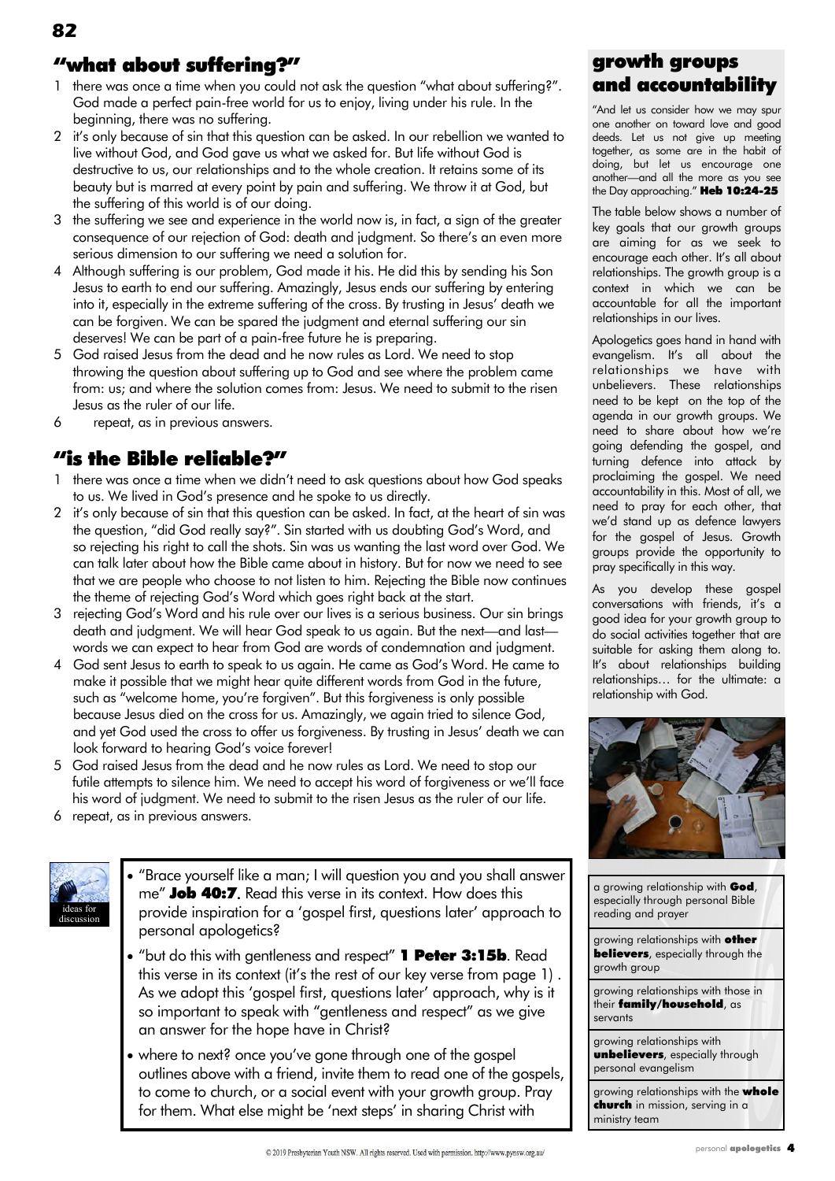## "what about suffering?"

1 there was once a time when you could not ask the question "what about suffering?". God made a perfect pain-free world for us to enjoy, living under his rule. In the beginning, there was no suffering.
2 it's only because of sin that this question can be asked. In our rebellion we wanted to live without God, and God gave us what we asked for. But life without God is destructive to us, our relationships and to the whole creation. It retains some of its beauty but is marred at every point by pain and suffering. We throw it at God, but the suffering of this world is of our doing.
3 the suffering we see and experience in the world now is, in fact, a sign of the greater consequence of our rejection of God: death and judgment. So there's an even more serious dimension to our suffering we need a solution for.
4 Although suffering is our problem, God made it his. He did this by sending his Son Jesus to earth to end our suffering. Amazingly, Jesus ends our suffering by entering into it, especially in the extreme suffering of the cross. By trusting in Jesus' death we can be forgiven. We can be spared the judgment and eternal suffering our sin deserves! We can be part of a pain-free future he is preparing.
5 God raised Jesus from the dead and he now rules as Lord. We need to stop throwing the question about suffering up to God and see where the problem came from: us; and where the solution comes from: Jesus. We need to submit to the risen Jesus as the ruler of our life.
6 repeat, as in previous answers.

## "is the Bible reliable?"

1 there was once a time when we didn't need to ask questions about how God speaks to us. We lived in God's presence and he spoke to us directly.
2 it's only because of sin that this question can be asked. In fact, at the heart of sin was the question, "did God really say?". Sin started with us doubting God's Word, and so rejecting his right to call the shots. Sin was us wanting the last word over God. We can talk later about how the Bible came about in history. But for now we need to see that we are people who choose to not listen to him. Rejecting the Bible now continues the theme of rejecting God's Word which goes right back at the start.
3 rejecting God's Word and his rule over our lives is a serious business. Our sin brings death and judgment. We will hear God speak to us again. But the next—and last—words we can expect to hear from God are words of condemnation and judgment.
4 God sent Jesus to earth to speak to us again. He came as God's Word. He came to make it possible that we might hear quite different words from God in the future, such as "welcome home, you're forgiven". But this forgiveness is only possible because Jesus died on the cross for us. Amazingly, we again tried to silence God, and yet God used the cross to offer us forgiveness. By trusting in Jesus' death we can look forward to hearing God's voice forever!
5 God raised Jesus from the dead and he now rules as Lord. We need to stop our futile attempts to silence him. We need to accept his word of forgiveness or we'll face his word of judgment. We need to submit to the risen Jesus as the ruler of our life.
6 repeat, as in previous answers.

ideas for discussion

- "Brace yourself like a man; I will question you and you shall answer me" **Job 40:7**. Read this verse in its context. How does this provide inspiration for a 'gospel first, questions later' approach to personal apologetics?
- "but do this with gentleness and respect" **1 Peter 3:15b**. Read this verse in its context (it's the rest of our key verse from page 1) . As we adopt this 'gospel first, questions later' approach, why is it so important to speak with "gentleness and respect" as we give an answer for the hope have in Christ?
- where to next? once you've gone through one of the gospel outlines above with a friend, invite them to read one of the gospels, to come to church, or a social event with your growth group. Pray for them. What else might be 'next steps' in sharing Christ with

## growth groups and accountability

"And let us consider how we may spur one another on toward love and good deeds. Let us not give up meeting together, as some are in the habit of doing, but let us encourage one another—and all the more as you see the Day approaching." **Heb 10:24-25**

The table below shows a number of key goals that our growth groups are aiming for as we seek to encourage each other. It's all about relationships. The growth group is a context in which we can be accountable for all the important relationships in our lives.

Apologetics goes hand in hand with evangelism. It's all about the relationships we have with unbelievers. These relationships need to be kept on the top of the agenda in our growth groups. We need to share about how we're going defending the gospel, and turning defence into attack by proclaiming the gospel. We need accountability in this. Most of all, we need to pray for each other, that we'd stand up as defence lawyers for the gospel of Jesus. Growth groups provide the opportunity to pray specifically in this way.

As you develop these gospel conversations with friends, it's a good idea for your growth group to do social activities together that are suitable for asking them along to. It's about relationships building relationships… for the ultimate: a relationship with God.

| |
|---|
| a growing relationship with **God**, especially through personal Bible reading and prayer |
| growing relationships with **other believers**, especially through the growth group |
| growing relationships with those in their **family/household**, as servants |
| growing relationships with **unbelievers**, especially through personal evangelism |
| growing relationships with the **whole church** in mission, serving in a ministry team |

© 2019 Presbyterian Youth NSW. All rights reserved. Used with permission. http://www.pynsw.org.au/